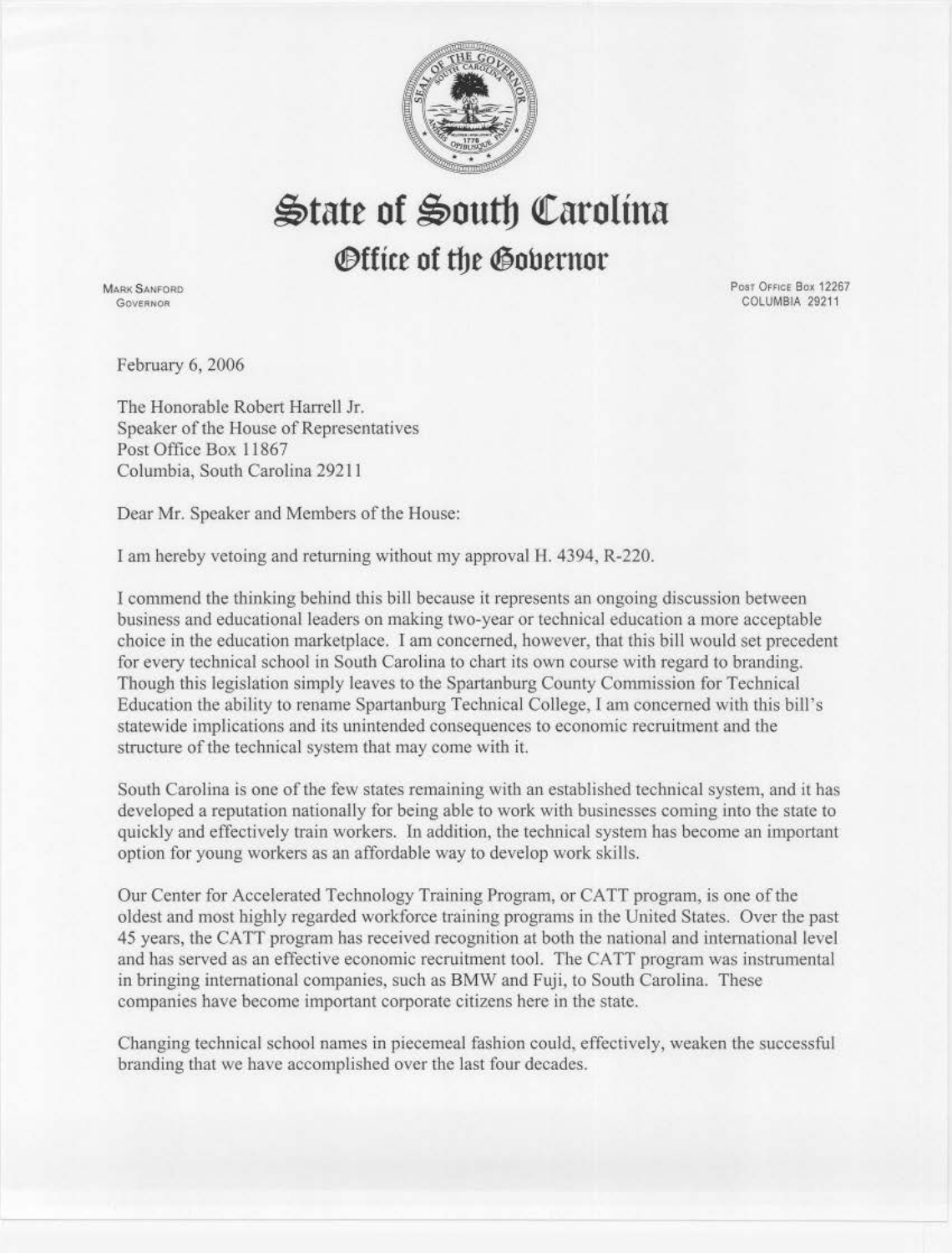# State of South Carolina

## Office of the Governor

MARK SANFORD
GOVERNOR

POST OFFICE BOX 12267
COLUMBIA 29211

February 6, 2006

The Honorable Robert Harrell Jr.
Speaker of the House of Representatives
Post Office Box 11867
Columbia, South Carolina 29211

Dear Mr. Speaker and Members of the House:

I am hereby vetoing and returning without my approval H. 4394, R-220.

I commend the thinking behind this bill because it represents an ongoing discussion between business and educational leaders on making two-year or technical education a more acceptable choice in the education marketplace. I am concerned, however, that this bill would set precedent for every technical school in South Carolina to chart its own course with regard to branding. Though this legislation simply leaves to the Spartanburg County Commission for Technical Education the ability to rename Spartanburg Technical College, I am concerned with this bill's statewide implications and its unintended consequences to economic recruitment and the structure of the technical system that may come with it.

South Carolina is one of the few states remaining with an established technical system, and it has developed a reputation nationally for being able to work with businesses coming into the state to quickly and effectively train workers. In addition, the technical system has become an important option for young workers as an affordable way to develop work skills.

Our Center for Accelerated Technology Training Program, or CATT program, is one of the oldest and most highly regarded workforce training programs in the United States. Over the past 45 years, the CATT program has received recognition at both the national and international level and has served as an effective economic recruitment tool. The CATT program was instrumental in bringing international companies, such as BMW and Fuji, to South Carolina. These companies have become important corporate citizens here in the state.

Changing technical school names in piecemeal fashion could, effectively, weaken the successful branding that we have accomplished over the last four decades.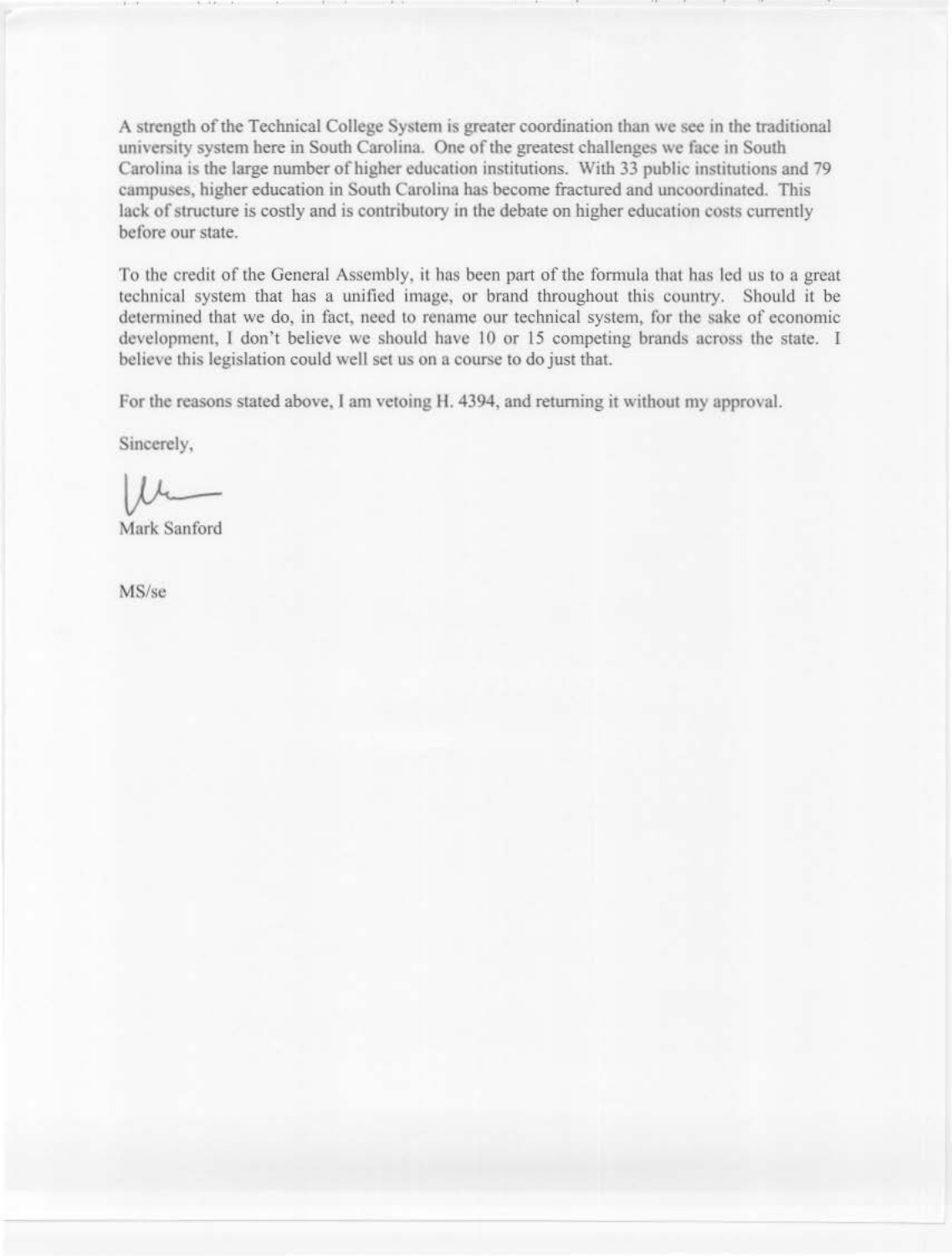A strength of the Technical College System is greater coordination than we see in the traditional university system here in South Carolina. One of the greatest challenges we face in South Carolina is the large number of higher education institutions. With 33 public institutions and 79 campuses, higher education in South Carolina has become fractured and uncoordinated. This lack of structure is costly and is contributory in the debate on higher education costs currently before our state.

To the credit of the General Assembly, it has been part of the formula that has led us to a great technical system that has a unified image, or brand throughout this country. Should it be determined that we do, in fact, need to rename our technical system, for the sake of economic development, I don't believe we should have 10 or 15 competing brands across the state. I believe this legislation could well set us on a course to do just that.

For the reasons stated above, I am vetoing H. 4394, and returning it without my approval.

Sincerely,

Mark Sanford

MS/se